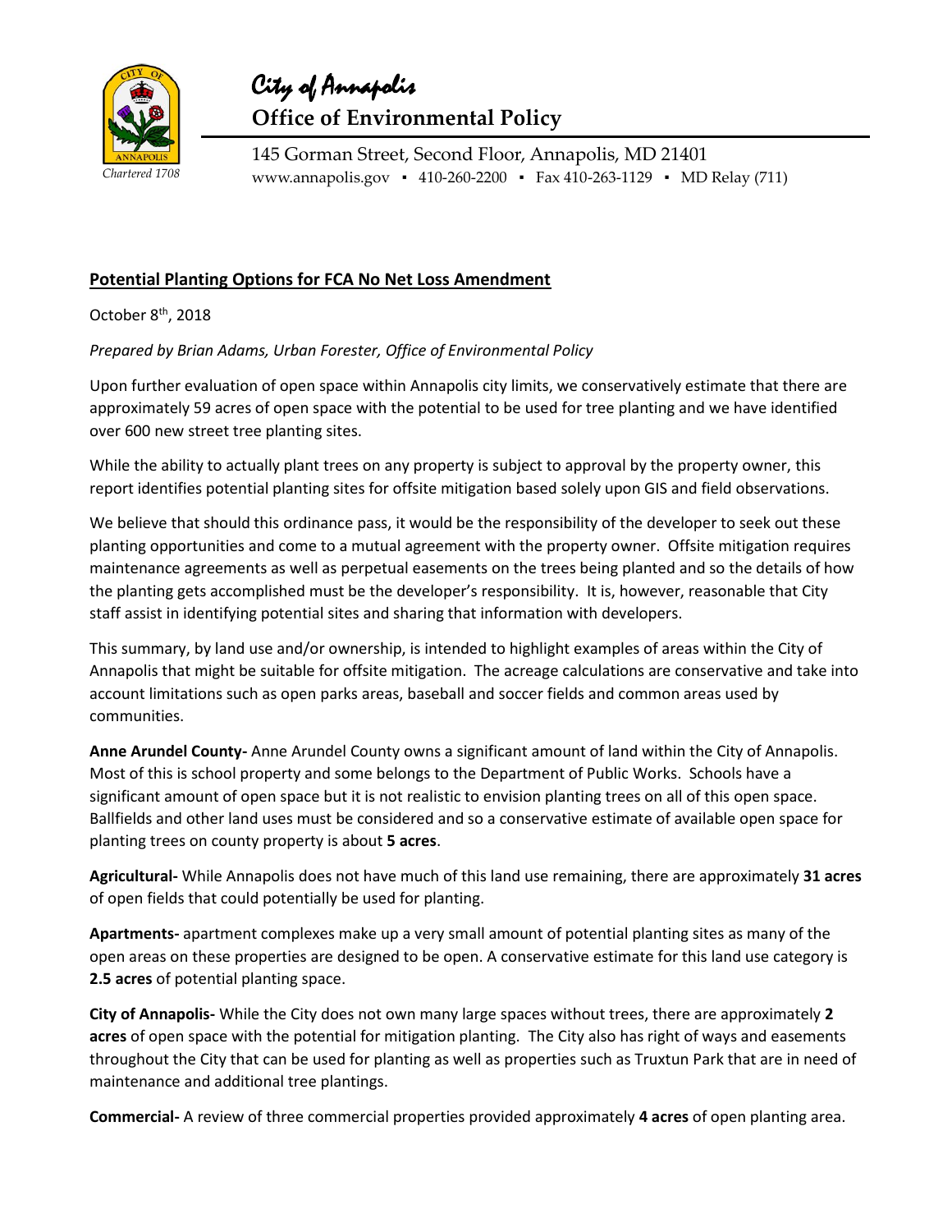City of Annapolis

**Office of Environmental Policy**

145 Gorman Street, Second Floor, Annapolis, MD 21401
www.annapolis.gov ▪ 410-260-2200 ▪ Fax 410-263-1129 ▪ MD Relay (711)

*Chartered 1708*

## **Potential Planting Options for FCA No Net Loss Amendment**

October 8th, 2018

*Prepared by Brian Adams, Urban Forester, Office of Environmental Policy*

Upon further evaluation of open space within Annapolis city limits, we conservatively estimate that there are approximately 59 acres of open space with the potential to be used for tree planting and we have identified over 600 new street tree planting sites.

While the ability to actually plant trees on any property is subject to approval by the property owner, this report identifies potential planting sites for offsite mitigation based solely upon GIS and field observations.

We believe that should this ordinance pass, it would be the responsibility of the developer to seek out these planting opportunities and come to a mutual agreement with the property owner. Offsite mitigation requires maintenance agreements as well as perpetual easements on the trees being planted and so the details of how the planting gets accomplished must be the developer's responsibility. It is, however, reasonable that City staff assist in identifying potential sites and sharing that information with developers.

This summary, by land use and/or ownership, is intended to highlight examples of areas within the City of Annapolis that might be suitable for offsite mitigation. The acreage calculations are conservative and take into account limitations such as open parks areas, baseball and soccer fields and common areas used by communities.

**Anne Arundel County-** Anne Arundel County owns a significant amount of land within the City of Annapolis. Most of this is school property and some belongs to the Department of Public Works. Schools have a significant amount of open space but it is not realistic to envision planting trees on all of this open space. Ballfields and other land uses must be considered and so a conservative estimate of available open space for planting trees on county property is about **5 acres**.

**Agricultural-** While Annapolis does not have much of this land use remaining, there are approximately **31 acres** of open fields that could potentially be used for planting.

**Apartments-** apartment complexes make up a very small amount of potential planting sites as many of the open areas on these properties are designed to be open. A conservative estimate for this land use category is **2.5 acres** of potential planting space.

**City of Annapolis-** While the City does not own many large spaces without trees, there are approximately **2 acres** of open space with the potential for mitigation planting. The City also has right of ways and easements throughout the City that can be used for planting as well as properties such as Truxtun Park that are in need of maintenance and additional tree plantings.

**Commercial-** A review of three commercial properties provided approximately **4 acres** of open planting area.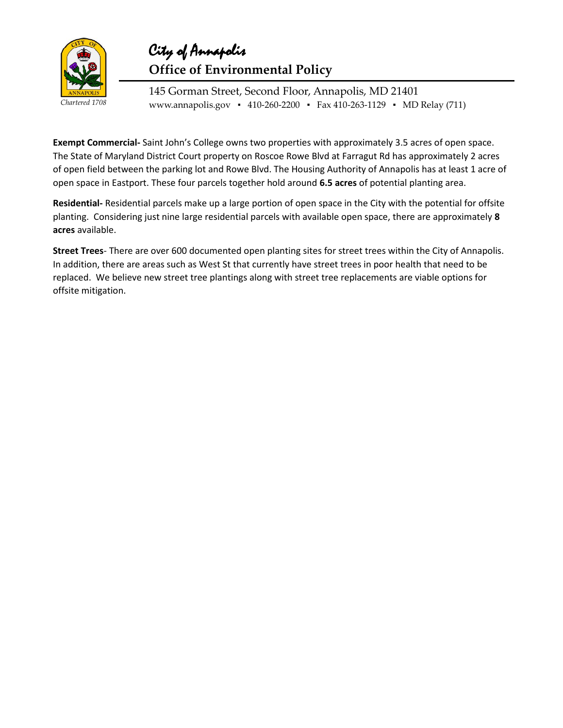# City of Annapolis

## Office of Environmental Policy

145 Gorman Street, Second Floor, Annapolis, MD 21401
www.annapolis.gov ▪ 410-260-2200 ▪ Fax 410-263-1129 ▪ MD Relay (711)

*Chartered 1708*

**Exempt Commercial-** Saint John's College owns two properties with approximately 3.5 acres of open space. The State of Maryland District Court property on Roscoe Rowe Blvd at Farragut Rd has approximately 2 acres of open field between the parking lot and Rowe Blvd. The Housing Authority of Annapolis has at least 1 acre of open space in Eastport. These four parcels together hold around **6.5 acres** of potential planting area.

**Residential-** Residential parcels make up a large portion of open space in the City with the potential for offsite planting. Considering just nine large residential parcels with available open space, there are approximately **8 acres** available.

**Street Trees**- There are over 600 documented open planting sites for street trees within the City of Annapolis. In addition, there are areas such as West St that currently have street trees in poor health that need to be replaced. We believe new street tree plantings along with street tree replacements are viable options for offsite mitigation.